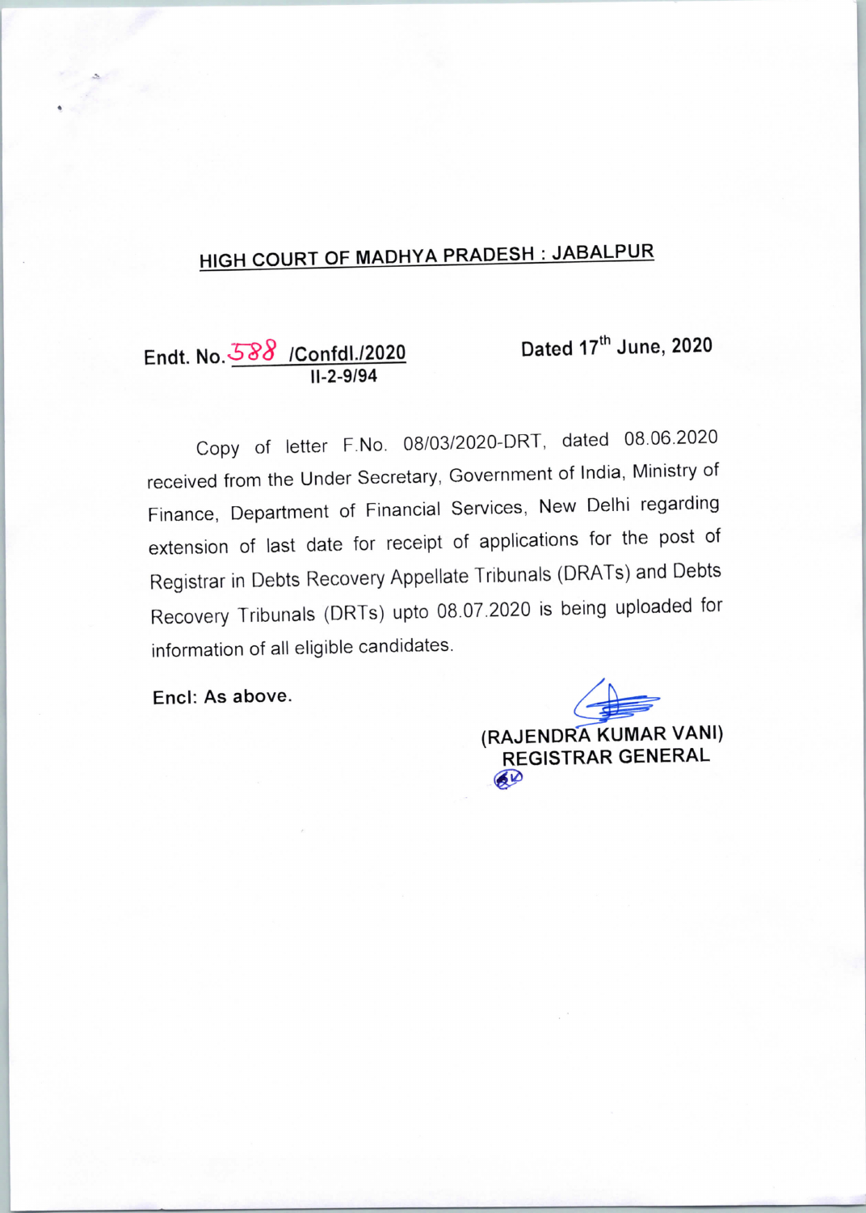## HIGH COURT OF MADHYA PRADESH : JABALPUR

**Endt. No.588 /Confdl./2020** **Dated 17th June, 2020**
**II-2-9/94**

Copy of letter F.No. 08/03/2020-DRT, dated 08.06.2020 received from the Under Secretary, Government of India, Ministry of Finance, Department of Financial Services, New Delhi regarding extension of last date for receipt of applications for the post of Registrar in Debts Recovery Appellate Tribunals (DRATs) and Debts Recovery Tribunals (DRTs) upto 08.07.2020 is being uploaded for information of all eligible candidates.

**Encl: As above.**

**(RAJENDRA KUMAR VANI)**
**REGISTRAR GENERAL**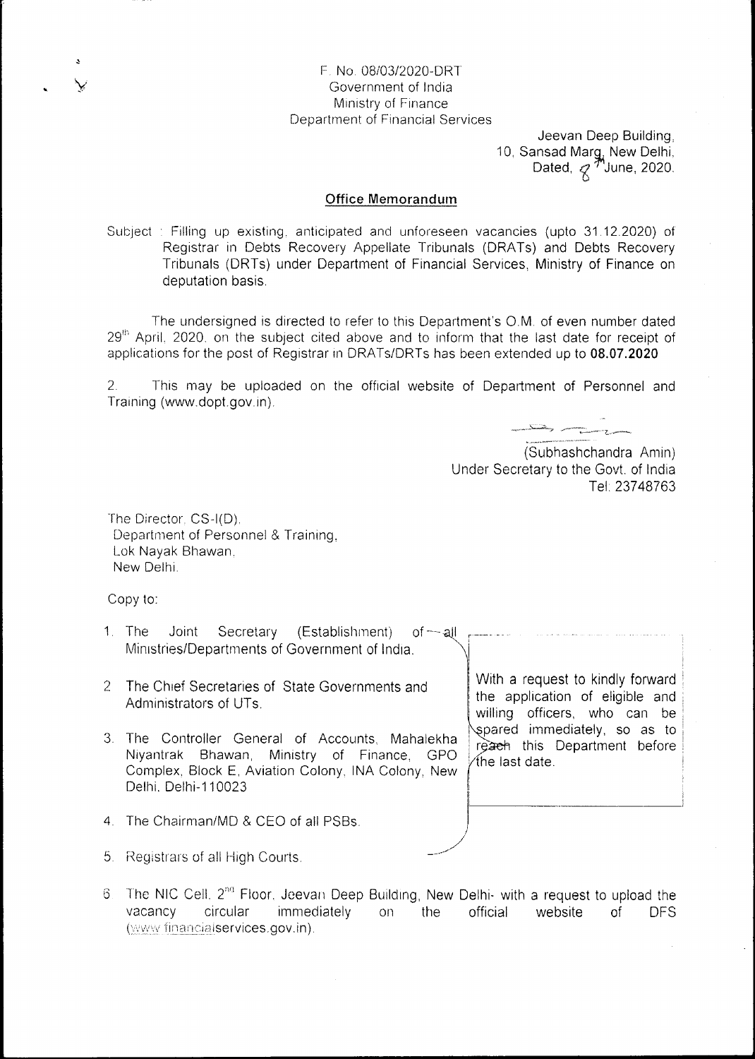F. No. 08/03/2020-DRT
Government of India
Ministry of Finance
Department of Financial Services

Jeevan Deep Building,
10, Sansad Marg, New Delhi,
Dated, 8th June, 2020.

## Office Memorandum

Subject : Filling up existing, anticipated and unforeseen vacancies (upto 31.12.2020) of Registrar in Debts Recovery Appellate Tribunals (DRATs) and Debts Recovery Tribunals (DRTs) under Department of Financial Services, Ministry of Finance on deputation basis.

The undersigned is directed to refer to this Department's O.M. of even number dated 29th April, 2020, on the subject cited above and to inform that the last date for receipt of applications for the post of Registrar in DRATs/DRTs has been extended up to **08.07.2020**

2. This may be uploaded on the official website of Department of Personnel and Training (www.dopt.gov.in).

(Subhashchandra Amin)
Under Secretary to the Govt. of India
Tel: 23748763

The Director, CS-I(D),
Department of Personnel & Training,
Lok Nayak Bhawan,
New Delhi.

Copy to:

1. The Joint Secretary (Establishment) of all Ministries/Departments of Government of India.
2. The Chief Secretaries of State Governments and Administrators of UTs.
3. The Controller General of Accounts, Mahalekha Niyantrak Bhawan, Ministry of Finance, GPO Complex, Block E, Aviation Colony, INA Colony, New Delhi, Delhi-110023
4. The Chairman/MD & CEO of all PSBs.
5. Registrars of all High Courts.

With a request to kindly forward the application of eligible and willing officers, who can be spared immediately, so as to reach this Department before the last date.

6. The NIC Cell, 2nd Floor, Jeevan Deep Building, New Delhi- with a request to upload the vacancy circular immediately on the official website of DFS (www.financialservices.gov.in).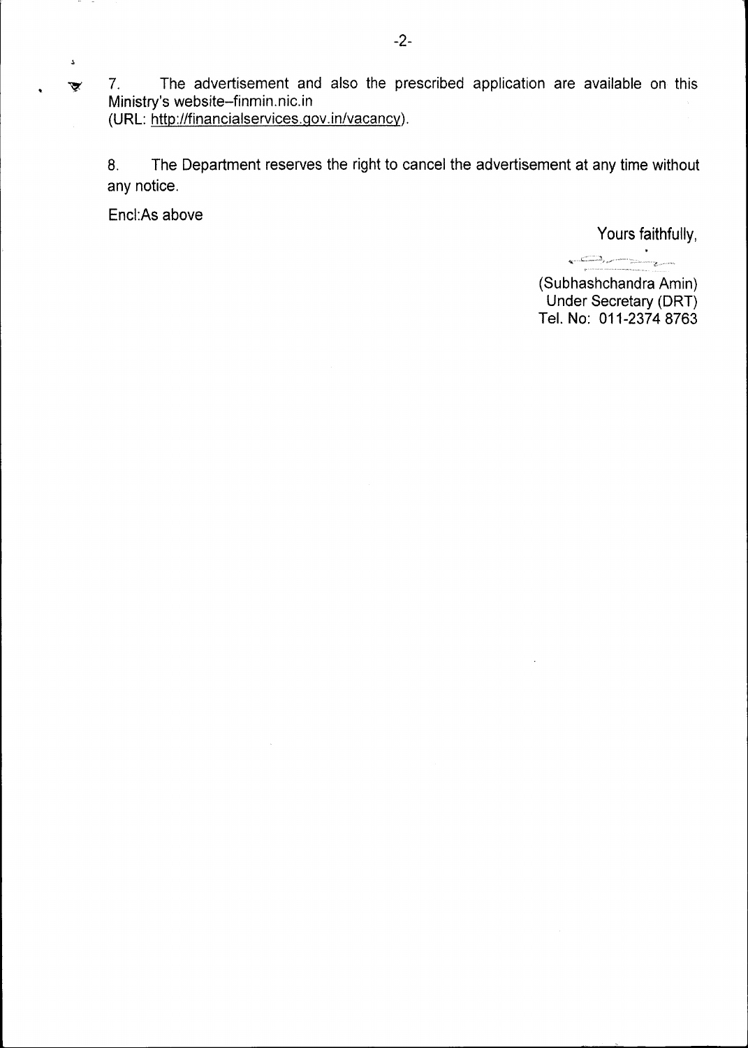7. The advertisement and also the prescribed application are available on this Ministry's website–finmin.nic.in
(URL: http://financialservices.gov.in/vacancy).

8. The Department reserves the right to cancel the advertisement at any time without any notice.

Encl:As above

Yours faithfully,

(Subhashchandra Amin)
Under Secretary (DRT)
Tel. No: 011-2374 8763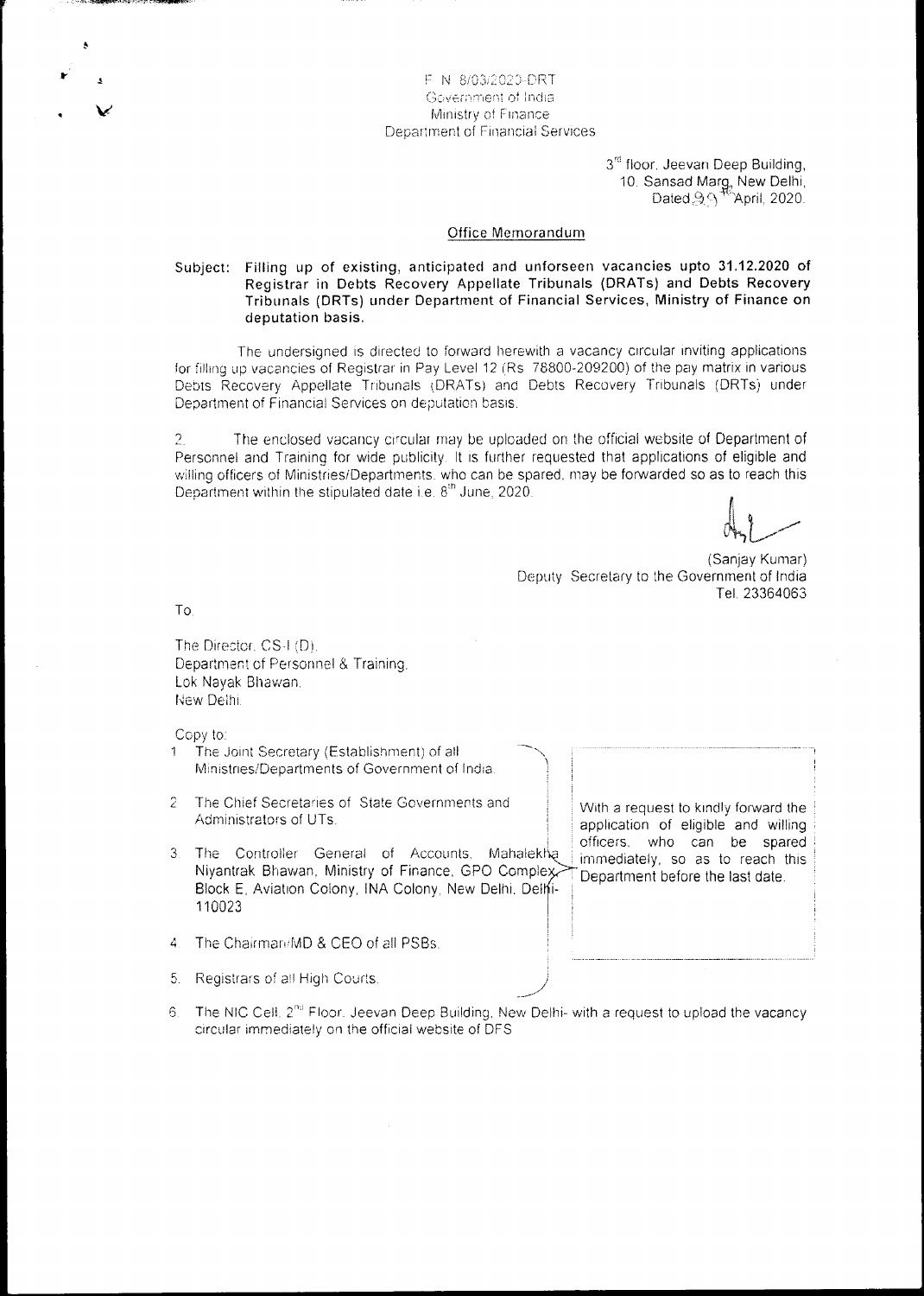F. N. 8/03/2020-DRT
Government of India
Ministry of Finance
Department of Financial Services

3rd floor, Jeevan Deep Building,
10, Sansad Marg, New Delhi,
Dated 29th April, 2020.

## Office Memorandum

**Subject: Filling up of existing, anticipated and unforseen vacancies upto 31.12.2020 of Registrar in Debts Recovery Appellate Tribunals (DRATs) and Debts Recovery Tribunals (DRTs) under Department of Financial Services, Ministry of Finance on deputation basis.**

The undersigned is directed to forward herewith a vacancy circular inviting applications for filling up vacancies of Registrar in Pay Level 12 (Rs. 78800-209200) of the pay matrix in various Debts Recovery Appellate Tribunals (DRATs) and Debts Recovery Tribunals (DRTs) under Department of Financial Services on deputation basis.

2. The enclosed vacancy circular may be uploaded on the official website of Department of Personnel and Training for wide publicity. It is further requested that applications of eligible and willing officers of Ministries/Departments, who can be spared, may be forwarded so as to reach this Department within the stipulated date i.e. 8th June, 2020.

(Sanjay Kumar)
Deputy Secretary to the Government of India
Tel. 23364063

To

The Director, CS-I (D),
Department of Personnel & Training,
Lok Nayak Bhawan,
New Delhi.

Copy to:

1. The Joint Secretary (Establishment) of all Ministries/Departments of Government of India.
2. The Chief Secretaries of State Governments and Administrators of UTs.
3. The Controller General of Accounts, Mahalekha Niyantrak Bhawan, Ministry of Finance, GPO Complex, Block E, Aviation Colony, INA Colony, New Delhi, Delhi-110023
4. The Chairman/MD & CEO of all PSBs.
5. Registrars of all High Courts.

(1–5): With a request to kindly forward the application of eligible and willing officers, who can be spared immediately, so as to reach this Department before the last date.

6. The NIC Cell, 2nd Floor, Jeevan Deep Building, New Delhi- with a request to upload the vacancy circular immediately on the official website of DFS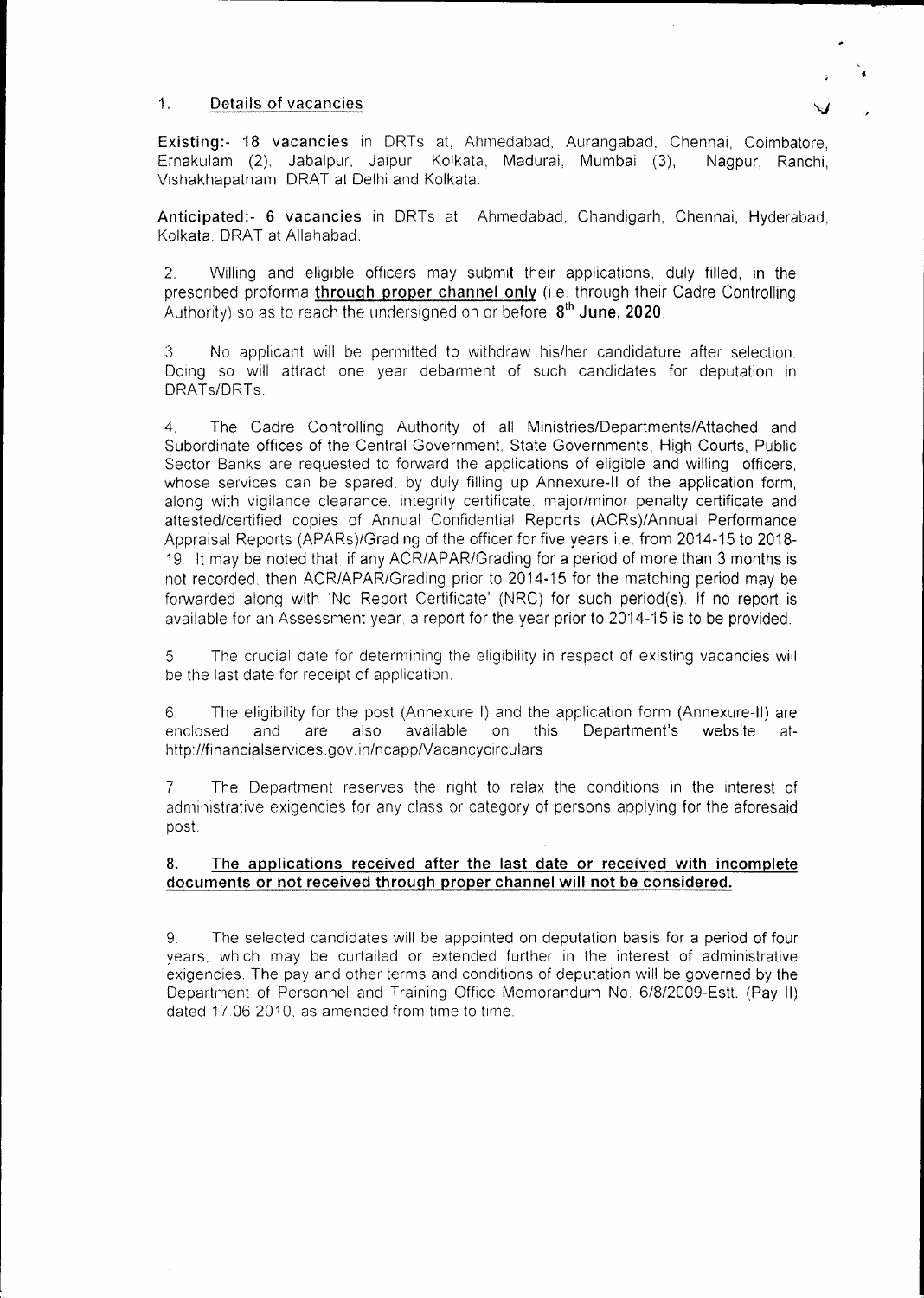1. <u>Details of vacancies</u>

**Existing:- 18 vacancies** in DRTs at, Ahmedabad, Aurangabad, Chennai, Coimbatore, Ernakulam (2), Jabalpur, Jaipur, Kolkata, Madurai, Mumbai (3), Nagpur, Ranchi, Vishakhapatnam, DRAT at Delhi and Kolkata.

**Anticipated:- 6 vacancies** in DRTs at Ahmedabad, Chandigarh, Chennai, Hyderabad, Kolkata, DRAT at Allahabad.

2. Willing and eligible officers may submit their applications, duly filled, in the prescribed proforma **<u>through proper channel only</u>** (i.e. through their Cadre Controlling Authority) so as to reach the undersigned on or before **8th June, 2020**.

3. No applicant will be permitted to withdraw his/her candidature after selection. Doing so will attract one year debarment of such candidates for deputation in DRATs/DRTs.

4. The Cadre Controlling Authority of all Ministries/Departments/Attached and Subordinate offices of the Central Government, State Governments, High Courts, Public Sector Banks are requested to forward the applications of eligible and willing officers, whose services can be spared, by duly filling up Annexure-II of the application form, along with vigilance clearance, integrity certificate, major/minor penalty certificate and attested/certified copies of Annual Confidential Reports (ACRs)/Annual Performance Appraisal Reports (APARs)/Grading of the officer for five years i.e. from 2014-15 to 2018-19. It may be noted that if any ACR/APAR/Grading for a period of more than 3 months is not recorded, then ACR/APAR/Grading prior to 2014-15 for the matching period may be forwarded along with 'No Report Certificate' (NRC) for such period(s). If no report is available for an Assessment year, a report for the year prior to 2014-15 is to be provided.

5. The crucial date for determining the eligibility in respect of existing vacancies will be the last date for receipt of application.

6. The eligibility for the post (Annexure I) and the application form (Annexure-II) are enclosed and are also available on this Department's website at- http://financialservices.gov.in/ncapp/Vacancycirculars

7. The Department reserves the right to relax the conditions in the interest of administrative exigencies for any class or category of persons applying for the aforesaid post.

**8. <u>The applications received after the last date or received with incomplete documents or not received through proper channel will not be considered.</u>**

9. The selected candidates will be appointed on deputation basis for a period of four years, which may be curtailed or extended further in the interest of administrative exigencies. The pay and other terms and conditions of deputation will be governed by the Department of Personnel and Training Office Memorandum No. 6/8/2009-Estt. (Pay II) dated 17.06.2010, as amended from time to time.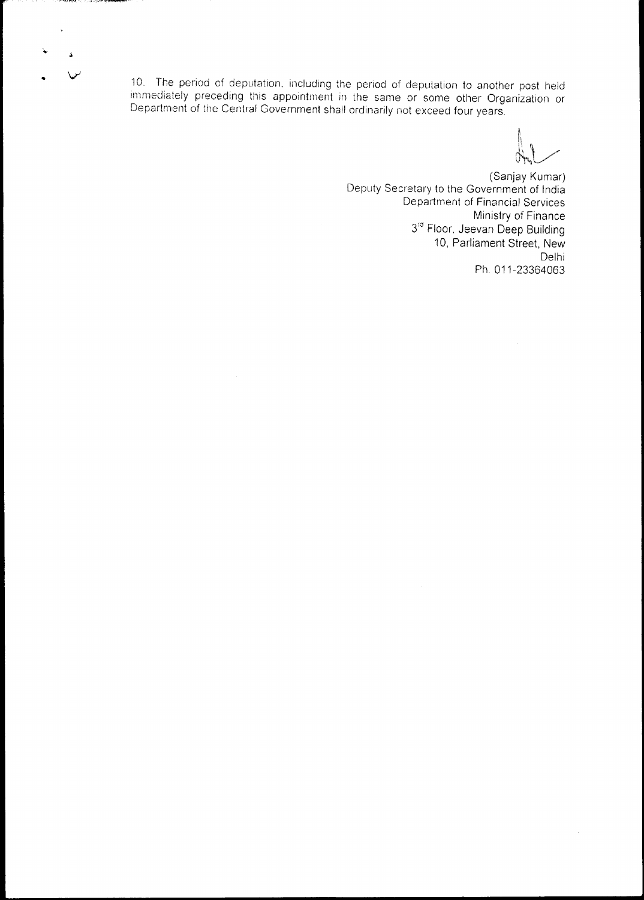10. The period of deputation, including the period of deputation to another post held immediately preceding this appointment in the same or some other Organization or Department of the Central Government shall ordinarily not exceed four years.

(Sanjay Kumar)
Deputy Secretary to the Government of India
Department of Financial Services
Ministry of Finance
3rd Floor, Jeevan Deep Building
10, Parliament Street, New Delhi
Ph. 011-23364063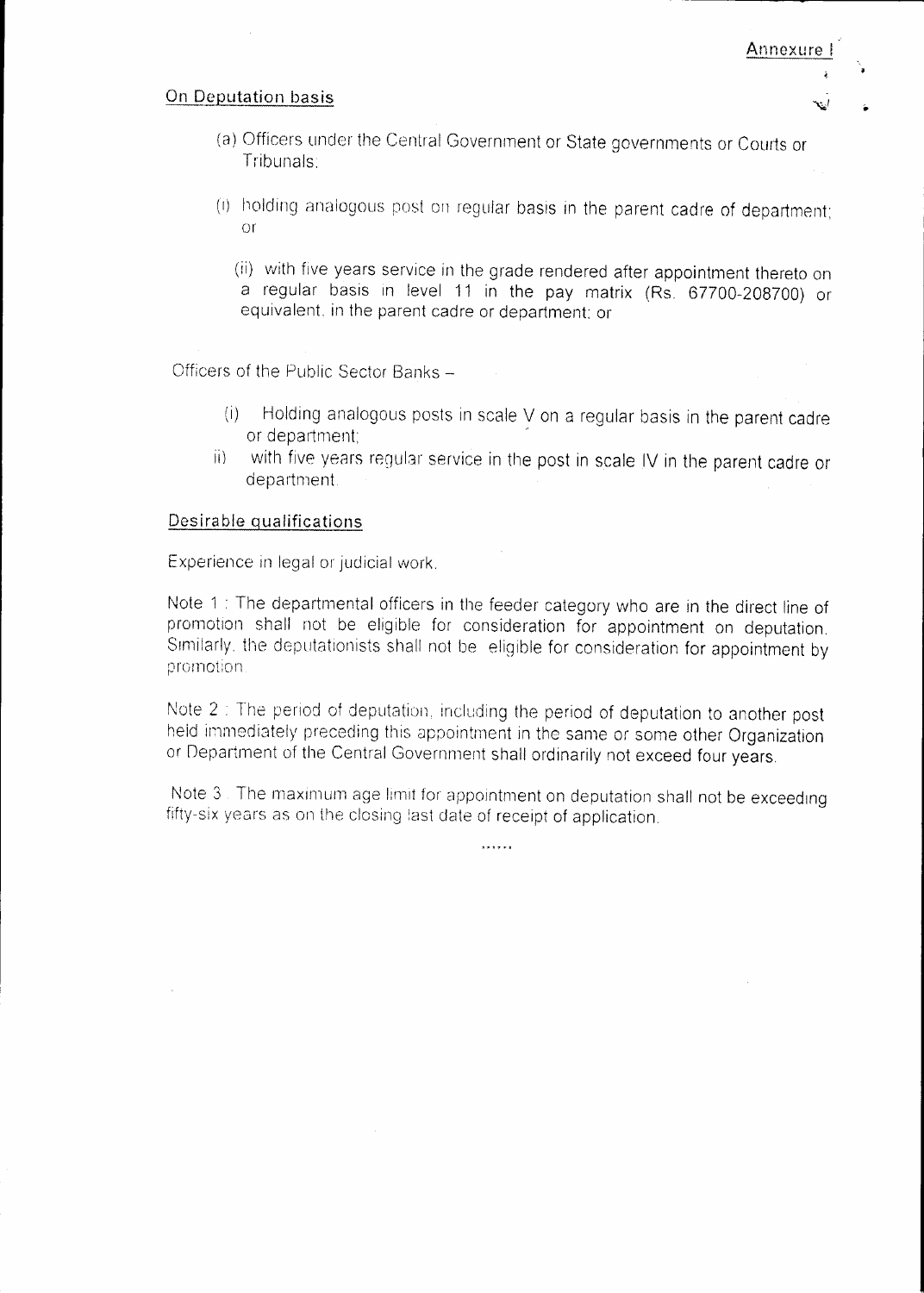Annexure I

## On Deputation basis

(a) Officers under the Central Government or State governments or Courts or Tribunals:

(i) holding analogous post on regular basis in the parent cadre of department; or

(ii) with five years service in the grade rendered after appointment thereto on a regular basis in level 11 in the pay matrix (Rs. 67700-208700) or equivalent, in the parent cadre or department; or

Officers of the Public Sector Banks –

(i) Holding analogous posts in scale V on a regular basis in the parent cadre or department;

ii) with five years regular service in the post in scale IV in the parent cadre or department.

## Desirable qualifications

Experience in legal or judicial work.

Note 1 : The departmental officers in the feeder category who are in the direct line of promotion shall not be eligible for consideration for appointment on deputation. Similarly, the deputationists shall not be eligible for consideration for appointment by promotion.

Note 2 : The period of deputation, including the period of deputation to another post held immediately preceding this appointment in the same or some other Organization or Department of the Central Government shall ordinarily not exceed four years.

Note 3 : The maximum age limit for appointment on deputation shall not be exceeding fifty-six years as on the closing last date of receipt of application.

......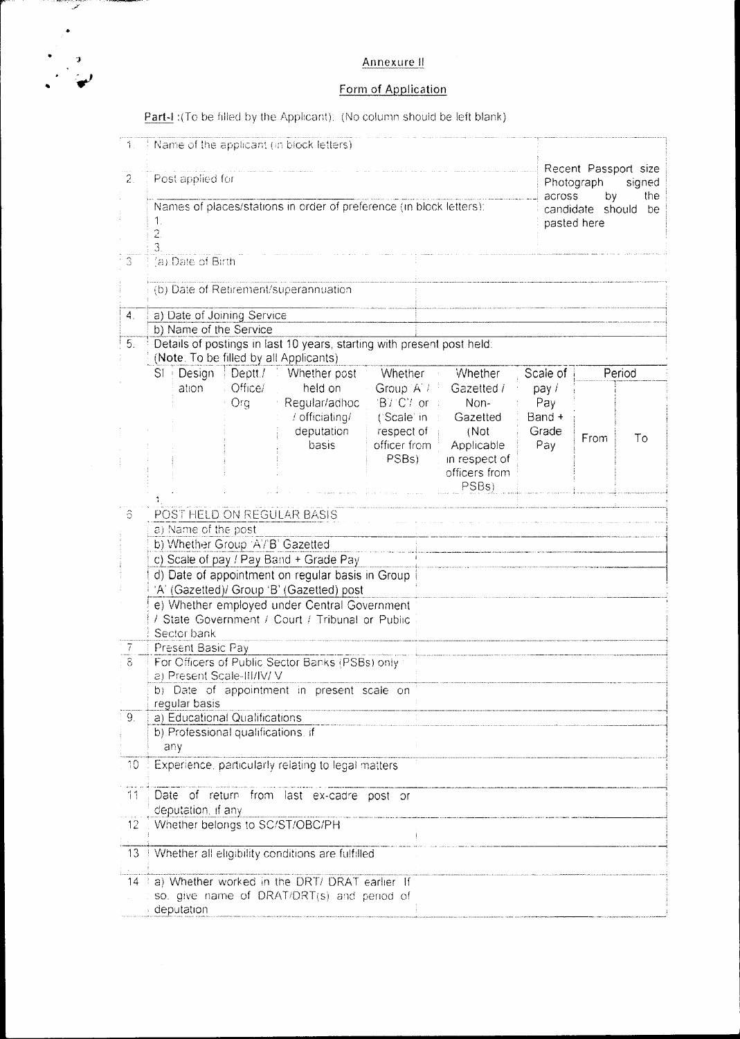## Annexure II

## Form of Application

**Part-I** :(To be filled by the Applicant): (No column should be left blank)

| | | |
|---|---|---|
| 1 | Name of the applicant (in block letters) | Recent Passport size Photograph signed across by the candidate should be pasted here |
| 2 | Post applied for<br><br>Names of places/stations in order of preference (in block letters):<br>1.<br>2<br>3. | |
| 3 | (a) Date of Birth | |
| | (b) Date of Retirement/superannuation | |
| 4. | a) Date of Joining Service | |
| | b) Name of the Service | |

5. Details of postings in last 10 years, starting with present post held. (**Note**: To be filled by all Applicants)

| Sl | Designation | Deptt./ Office/ Org | Whether post held on Regular/adhoc / officiating/ deputation basis | Whether Group 'A'/ 'B'/ 'C'/ or ('Scale' in respect of officer from PSBs) | Whether Gazetted / Non-Gazetted (Not Applicable in respect of officers from PSBs) | Scale of pay / Pay Band + Grade Pay | Period | |
|---|---|---|---|---|---|---|---|---|
| | | | | | | | From | To |
| 1. | | | | | | | | |

| | | |
|---|---|---|
| 6 | POST HELD ON REGULAR BASIS | |
| | a) Name of the post | |
| | b) Whether Group 'A'/'B' Gazetted | |
| | c) Scale of pay / Pay Band + Grade Pay | |
| | d) Date of appointment on regular basis in Group 'A' (Gazetted)/ Group 'B' (Gazetted) post | |
| | e) Whether employed under Central Government / State Government / Court / Tribunal or Public Sector bank | |
| 7 | Present Basic Pay | |
| 8 | For Officers of Public Sector Banks (PSBs) only<br>a) Present Scale-III/IV/ V | |
| | b) Date of appointment in present scale on regular basis | |
| 9. | a) Educational Qualifications | |
| | b) Professional qualifications, if any | |
| 10 | Experience, particularly relating to legal matters | |
| 11 | Date of return from last ex-cadre post or deputation, if any | |
| 12 | Whether belongs to SC/ST/OBC/PH | |
| 13 | Whether all eligibility conditions are fulfilled | |
| 14 | a) Whether worked in the DRT/ DRAT earlier. If so, give name of DRAT/DRT(s) and period of deputation | |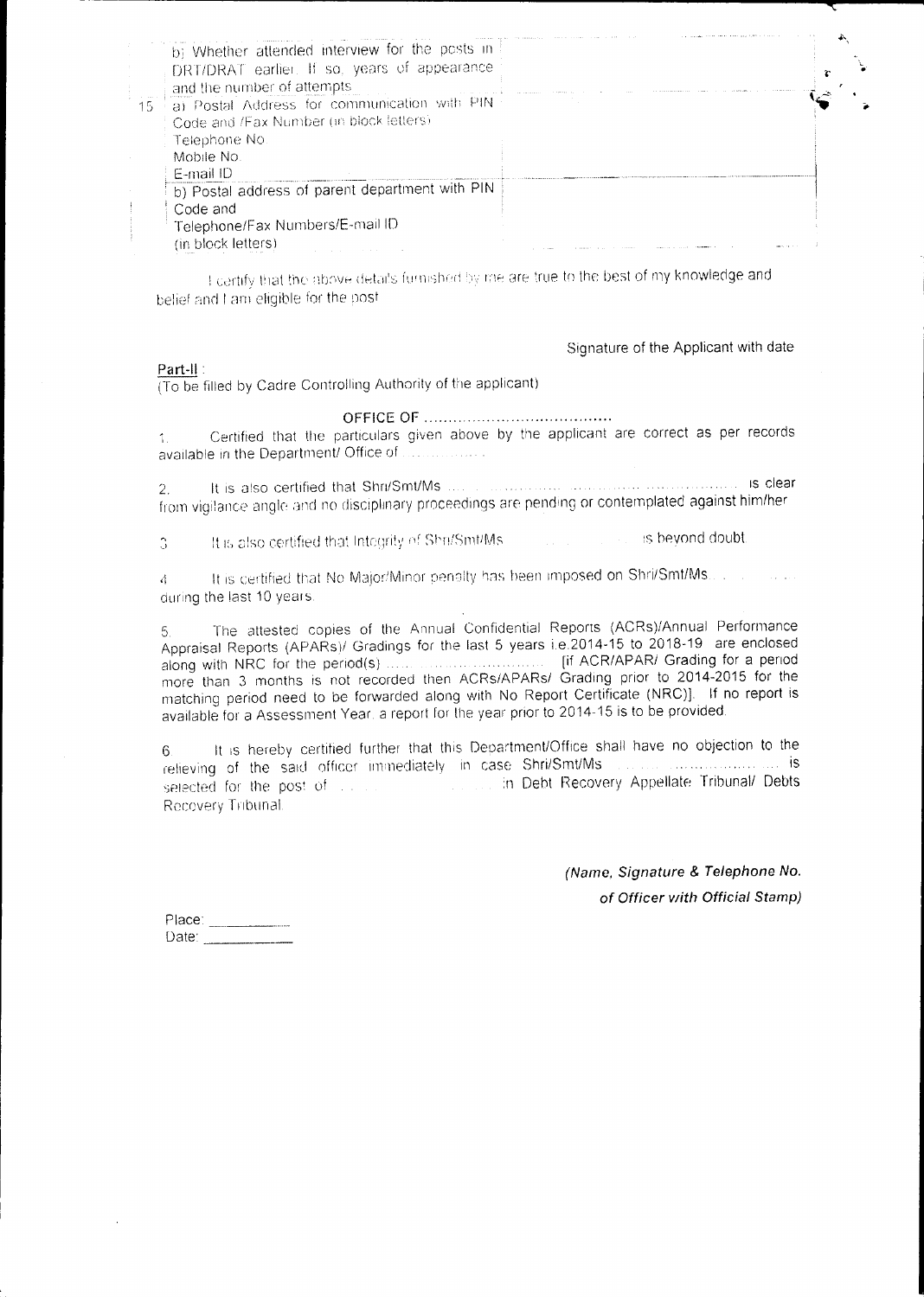| | | |
|---|---|---|
| | b) Whether attended interview for the posts in DRT/DRAT earlier. If so, years of appearance and the number of attempts | |
| 15 | a) Postal Address for communication with PIN Code and /Fax Number (in block letters)<br>Telephone No.<br>Mobile No.<br>E-mail ID | |
| | b) Postal address of parent department with PIN Code and<br>Telephone/Fax Numbers/E-mail ID<br>(in block letters) | |

I certify that the above details furnished by me are true to the best of my knowledge and belief and I am eligible for the post.

Signature of the Applicant with date

**Part-II** :
(To be filled by Cadre Controlling Authority of the applicant)

OFFICE OF ......................................

1. Certified that the particulars given above by the applicant are correct as per records available in the Department/ Office of ..................

2. It is also certified that Shri/Smt/Ms ................................................................ is clear from vigilance angle and no disciplinary proceedings are pending or contemplated against him/her

3. It is also certified that Integrity of Shri/Smt/Ms .................... is beyond doubt

4. It is certified that No Major/Minor penalty has been imposed on Shri/Smt/Ms.................. during the last 10 years.

5. The attested copies of the Annual Confidential Reports (ACRs)/Annual Performance Appraisal Reports (APARs)/ Gradings for the last 5 years i.e.2014-15 to 2018-19 are enclosed along with NRC for the period(s) .......................... [if ACR/APAR/ Grading for a period more than 3 months is not recorded then ACRs/APARs/ Grading prior to 2014-2015 for the matching period need to be forwarded along with No Report Certificate (NRC)]. If no report is available for a Assessment Year, a report for the year prior to 2014-15 is to be provided.

6. It is hereby certified further that this Department/Office shall have no objection to the relieving of the said officer immediately in case Shri/Smt/Ms ............................ is selected for the post of .................. in Debt Recovery Appellate Tribunal/ Debts Recovery Tribunal.

*(Name, Signature & Telephone No. of Officer with Official Stamp)*

Place: ___________
Date: ___________